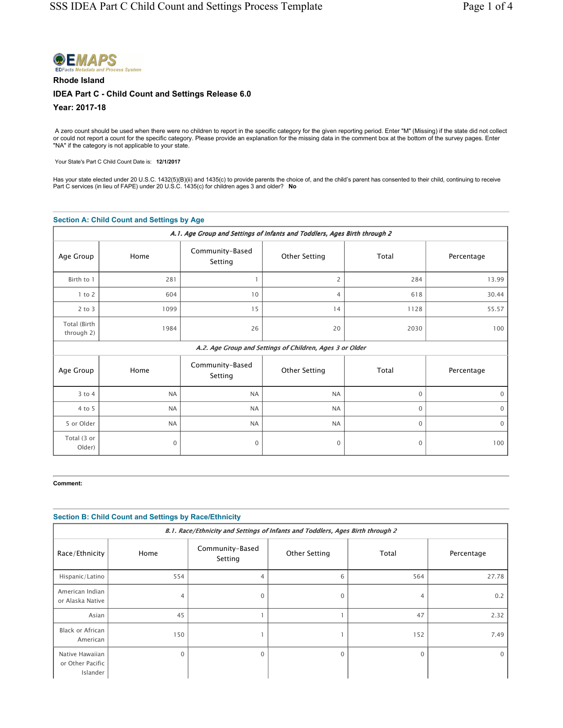**EDFacts Metadata and Process System**

### Rhode Island

### IDEA Part C - Child Count and Settings Release 6.0

### Year: 2017-18

A zero count should be used when there were no children to report in the specific category for the given reporting period. Enter "M" (Missing) if the state did not collect or could not report a count for the specific category. Please provide an explanation for the missing data in the comment box at the bottom of the survey pages. Enter "NA" if the category is not applicable to your state.

Your State's Part C Child Count Date is: **12/1/2017**

Has your state elected under 20 U.S.C. 1432(5)(B)(ii) and 1435(c) to provide parents the choice of, and the child's parent has consented to their child, continuing to receive Part C services (in lieu of FAPE) under 20 U.S.C. 1435(c) for children ages 3 and older? **No**

## Section A: Child Count and Settings by Age

*A.1. Age Group and Settings of Infants and Toddlers, Ages Birth through 2*

| Age Group | Home | Community-Based Setting | Other Setting | Total | Percentage |
|---|---|---|---|---|---|
| Birth to 1 | 281 | 1 | 2 | 284 | 13.99 |
| 1 to 2 | 604 | 10 | 4 | 618 | 30.44 |
| 2 to 3 | 1099 | 15 | 14 | 1128 | 55.57 |
| Total (Birth through 2) | 1984 | 26 | 20 | 2030 | 100 |

*A.2. Age Group and Settings of Children, Ages 3 or Older*

| Age Group | Home | Community-Based Setting | Other Setting | Total | Percentage |
|---|---|---|---|---|---|
| 3 to 4 | NA | NA | NA | 0 | 0 |
| 4 to 5 | NA | NA | NA | 0 | 0 |
| 5 or Older | NA | NA | NA | 0 | 0 |
| Total (3 or Older) | 0 | 0 | 0 | 0 | 100 |

**Comment:**

## Section B: Child Count and Settings by Race/Ethnicity

*B.1. Race/Ethnicity and Settings of Infants and Toddlers, Ages Birth through 2*

| Race/Ethnicity | Home | Community-Based Setting | Other Setting | Total | Percentage |
|---|---|---|---|---|---|
| Hispanic/Latino | 554 | 4 | 6 | 564 | 27.78 |
| American Indian or Alaska Native | 4 | 0 | 0 | 4 | 0.2 |
| Asian | 45 | 1 | 1 | 47 | 2.32 |
| Black or African American | 150 | 1 | 1 | 152 | 7.49 |
| Native Hawaiian or Other Pacific Islander | 0 | 0 | 0 | 0 | 0 |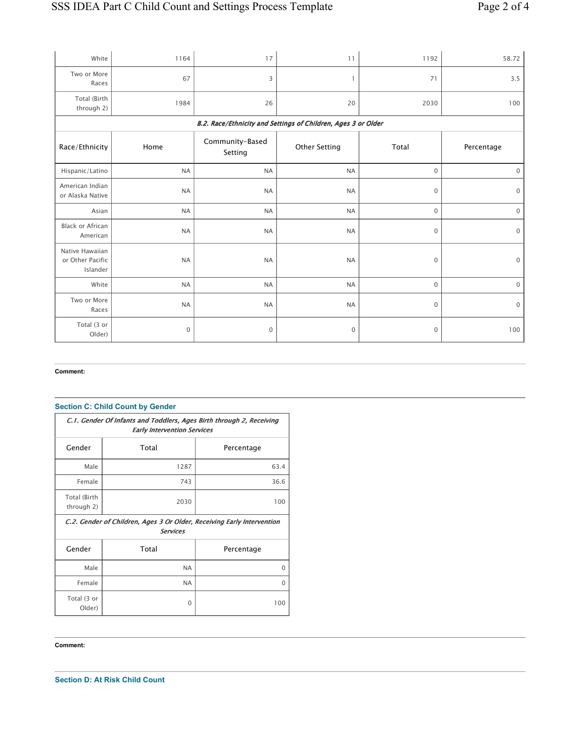| Race/Ethnicity | Home | Community-Based Setting | Other Setting | Total | Percentage |
|---|---|---|---|---|---|
| White | 1164 | 17 | 11 | 1192 | 58.72 |
| Two or More Races | 67 | 3 | 1 | 71 | 3.5 |
| Total (Birth through 2) | 1984 | 26 | 20 | 2030 | 100 |

| *B.2. Race/Ethnicity and Settings of Children, Ages 3 or Older* | | | | | |
|---|---|---|---|---|---|
| Race/Ethnicity | Home | Community-Based Setting | Other Setting | Total | Percentage |
| Hispanic/Latino | NA | NA | NA | 0 | 0 |
| American Indian or Alaska Native | NA | NA | NA | 0 | 0 |
| Asian | NA | NA | NA | 0 | 0 |
| Black or African American | NA | NA | NA | 0 | 0 |
| Native Hawaiian or Other Pacific Islander | NA | NA | NA | 0 | 0 |
| White | NA | NA | NA | 0 | 0 |
| Two or More Races | NA | NA | NA | 0 | 0 |
| Total (3 or Older) | 0 | 0 | 0 | 0 | 100 |

**Comment:**

## Section C: Child Count by Gender

| *C.1. Gender Of Infants and Toddlers, Ages Birth through 2, Receiving Early Intervention Services* | | |
|---|---|---|
| Gender | Total | Percentage |
| Male | 1287 | 63.4 |
| Female | 743 | 36.6 |
| Total (Birth through 2) | 2030 | 100 |

| *C.2. Gender of Children, Ages 3 Or Older, Receiving Early Intervention Services* | | |
|---|---|---|
| Gender | Total | Percentage |
| Male | NA | 0 |
| Female | NA | 0 |
| Total (3 or Older) | 0 | 100 |

**Comment:**

## Section D: At Risk Child Count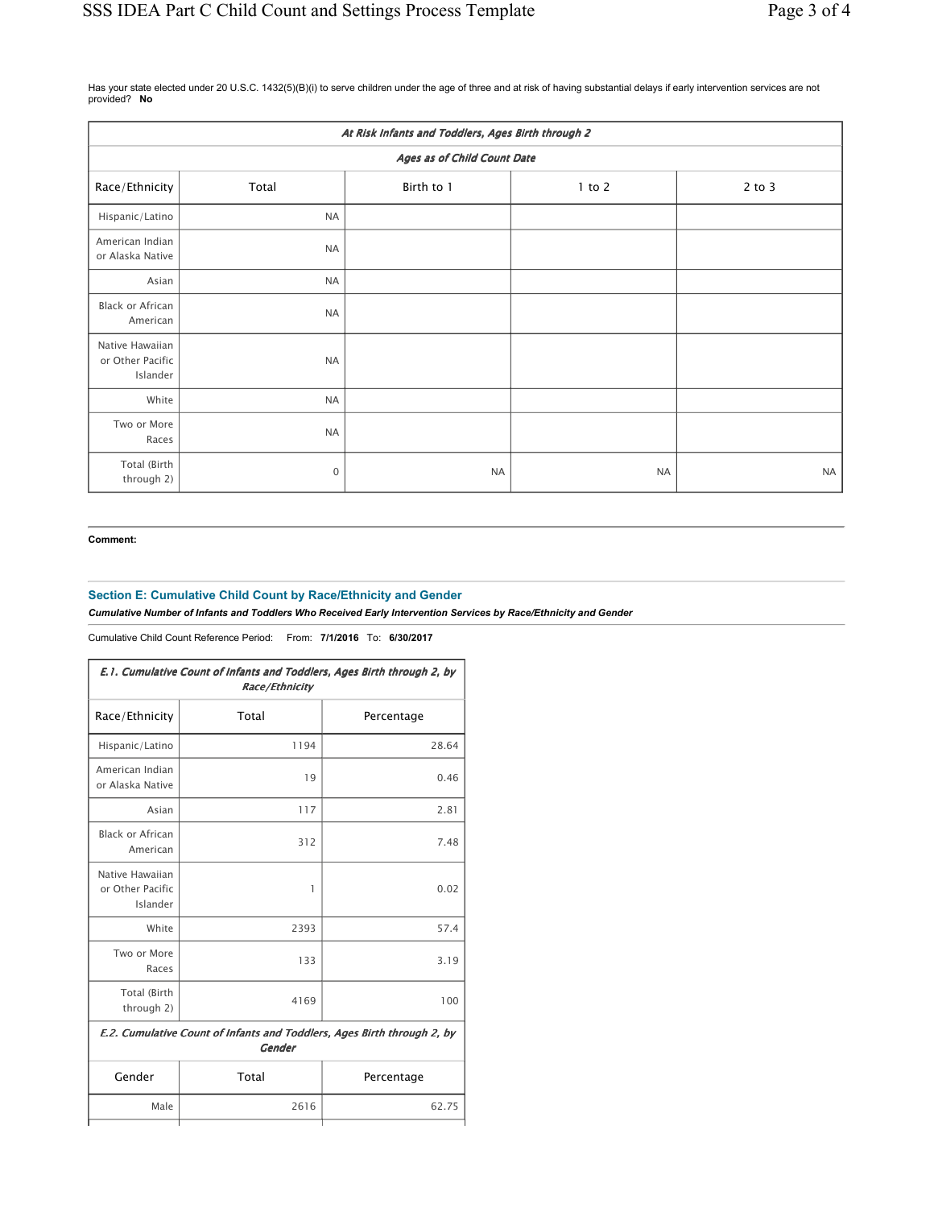Has your state elected under 20 U.S.C. 1432(5)(B)(i) to serve children under the age of three and at risk of having substantial delays if early intervention services are not provided? **No**

| *At Risk Infants and Toddlers, Ages Birth through 2* | | | | |
|---|---|---|---|---|
| | | *Ages as of Child Count Date* | | |
| Race/Ethnicity | Total | Birth to 1 | 1 to 2 | 2 to 3 |
| Hispanic/Latino | NA | | | |
| American Indian or Alaska Native | NA | | | |
| Asian | NA | | | |
| Black or African American | NA | | | |
| Native Hawaiian or Other Pacific Islander | NA | | | |
| White | NA | | | |
| Two or More Races | NA | | | |
| Total (Birth through 2) | 0 | NA | NA | NA |

**Comment:**

### Section E: Cumulative Child Count by Race/Ethnicity and Gender

***Cumulative Number of Infants and Toddlers Who Received Early Intervention Services by Race/Ethnicity and Gender***

Cumulative Child Count Reference Period: From: **7/1/2016** To: **6/30/2017**

| *E.1. Cumulative Count of Infants and Toddlers, Ages Birth through 2, by Race/Ethnicity* | | |
|---|---|---|
| Race/Ethnicity | Total | Percentage |
| Hispanic/Latino | 1194 | 28.64 |
| American Indian or Alaska Native | 19 | 0.46 |
| Asian | 117 | 2.81 |
| Black or African American | 312 | 7.48 |
| Native Hawaiian or Other Pacific Islander | 1 | 0.02 |
| White | 2393 | 57.4 |
| Two or More Races | 133 | 3.19 |
| Total (Birth through 2) | 4169 | 100 |

| *E.2. Cumulative Count of Infants and Toddlers, Ages Birth through 2, by Gender* | | |
|---|---|---|
| Gender | Total | Percentage |
| Male | 2616 | 62.75 |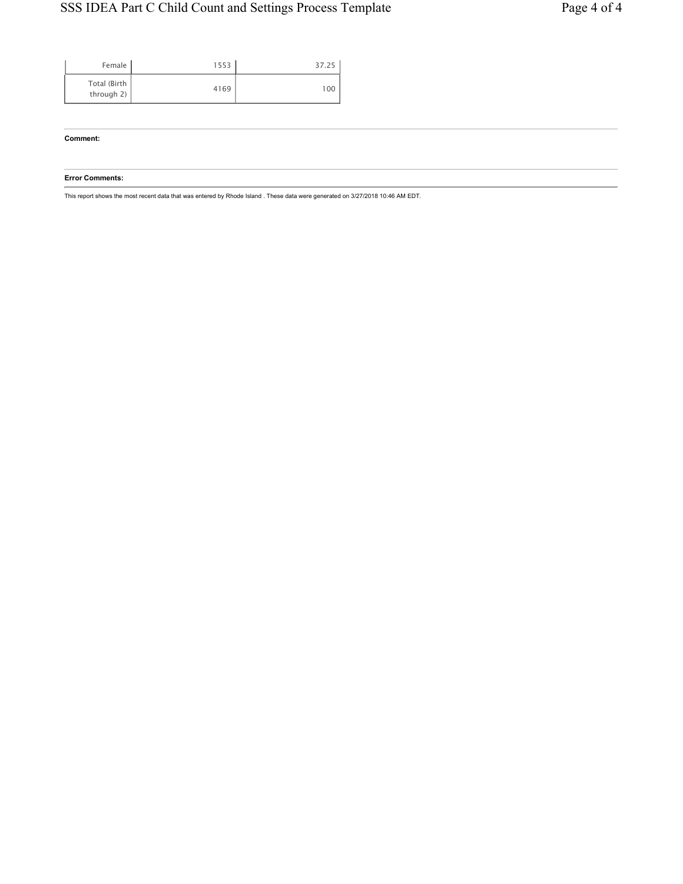| | | |
|---|---|---|
| Female | 1553 | 37.25 |
| Total (Birth through 2) | 4169 | 100 |

**Comment:**

**Error Comments:**

This report shows the most recent data that was entered by Rhode Island . These data were generated on 3/27/2018 10:46 AM EDT.